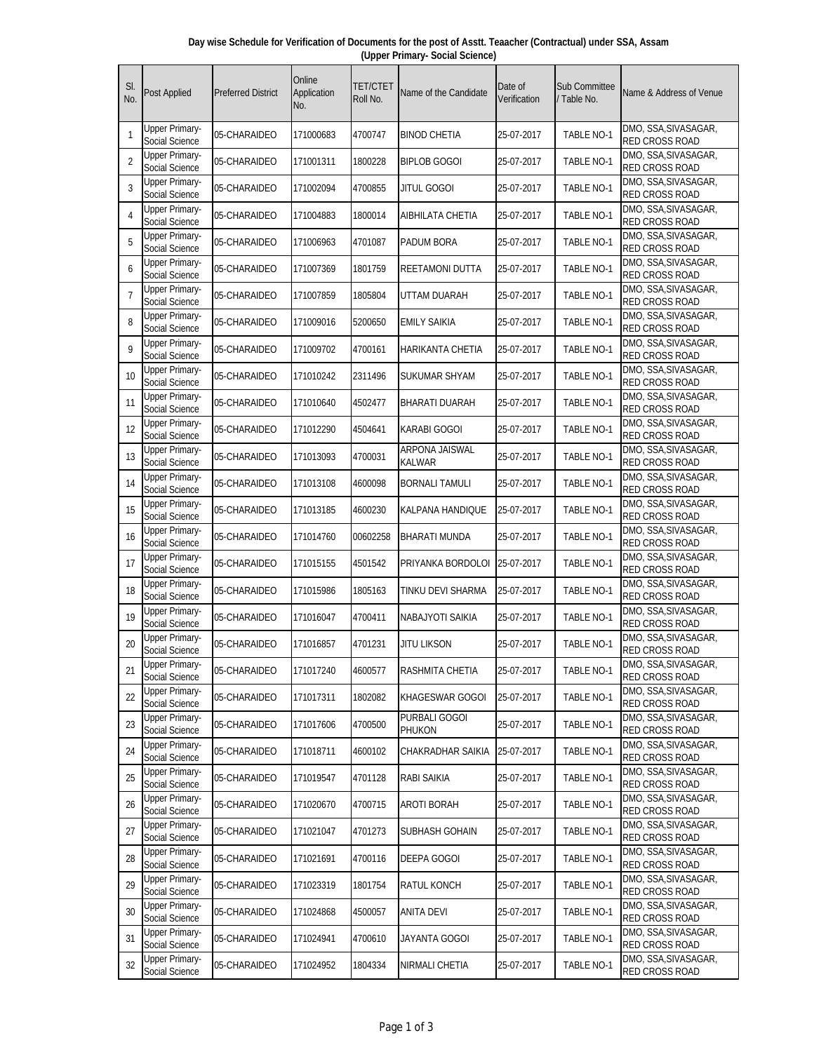**Day wise Schedule for Verification of Documents for the post of Asstt. Teaacher (Contractual) under SSA, Assam (Upper Primary- Social Science)**

| Sl. No. | Post Applied | Preferred District | Online Application No. | TET/CTET Roll No. | Name of the Candidate | Date of Verification | Sub Committee / Table No. | Name & Address of Venue |
|---|---|---|---|---|---|---|---|---|
| 1 | Upper Primary-Social Science | 05-CHARAIDEO | 171000683 | 4700747 | BINOD CHETIA | 25-07-2017 | TABLE NO-1 | DMO, SSA,SIVASAGAR, RED CROSS ROAD |
| 2 | Upper Primary-Social Science | 05-CHARAIDEO | 171001311 | 1800228 | BIPLOB GOGOI | 25-07-2017 | TABLE NO-1 | DMO, SSA,SIVASAGAR, RED CROSS ROAD |
| 3 | Upper Primary-Social Science | 05-CHARAIDEO | 171002094 | 4700855 | JITUL GOGOI | 25-07-2017 | TABLE NO-1 | DMO, SSA,SIVASAGAR, RED CROSS ROAD |
| 4 | Upper Primary-Social Science | 05-CHARAIDEO | 171004883 | 1800014 | AIBHILATA CHETIA | 25-07-2017 | TABLE NO-1 | DMO, SSA,SIVASAGAR, RED CROSS ROAD |
| 5 | Upper Primary-Social Science | 05-CHARAIDEO | 171006963 | 4701087 | PADUM BORA | 25-07-2017 | TABLE NO-1 | DMO, SSA,SIVASAGAR, RED CROSS ROAD |
| 6 | Upper Primary-Social Science | 05-CHARAIDEO | 171007369 | 1801759 | REETAMONI DUTTA | 25-07-2017 | TABLE NO-1 | DMO, SSA,SIVASAGAR, RED CROSS ROAD |
| 7 | Upper Primary-Social Science | 05-CHARAIDEO | 171007859 | 1805804 | UTTAM DUARAH | 25-07-2017 | TABLE NO-1 | DMO, SSA,SIVASAGAR, RED CROSS ROAD |
| 8 | Upper Primary-Social Science | 05-CHARAIDEO | 171009016 | 5200650 | EMILY SAIKIA | 25-07-2017 | TABLE NO-1 | DMO, SSA,SIVASAGAR, RED CROSS ROAD |
| 9 | Upper Primary-Social Science | 05-CHARAIDEO | 171009702 | 4700161 | HARIKANTA CHETIA | 25-07-2017 | TABLE NO-1 | DMO, SSA,SIVASAGAR, RED CROSS ROAD |
| 10 | Upper Primary-Social Science | 05-CHARAIDEO | 171010242 | 2311496 | SUKUMAR SHYAM | 25-07-2017 | TABLE NO-1 | DMO, SSA,SIVASAGAR, RED CROSS ROAD |
| 11 | Upper Primary-Social Science | 05-CHARAIDEO | 171010640 | 4502477 | BHARATI DUARAH | 25-07-2017 | TABLE NO-1 | DMO, SSA,SIVASAGAR, RED CROSS ROAD |
| 12 | Upper Primary-Social Science | 05-CHARAIDEO | 171012290 | 4504641 | KARABI GOGOI | 25-07-2017 | TABLE NO-1 | DMO, SSA,SIVASAGAR, RED CROSS ROAD |
| 13 | Upper Primary-Social Science | 05-CHARAIDEO | 171013093 | 4700031 | ARPONA JAISWAL KALWAR | 25-07-2017 | TABLE NO-1 | DMO, SSA,SIVASAGAR, RED CROSS ROAD |
| 14 | Upper Primary-Social Science | 05-CHARAIDEO | 171013108 | 4600098 | BORNALI TAMULI | 25-07-2017 | TABLE NO-1 | DMO, SSA,SIVASAGAR, RED CROSS ROAD |
| 15 | Upper Primary-Social Science | 05-CHARAIDEO | 171013185 | 4600230 | KALPANA HANDIQUE | 25-07-2017 | TABLE NO-1 | DMO, SSA,SIVASAGAR, RED CROSS ROAD |
| 16 | Upper Primary-Social Science | 05-CHARAIDEO | 171014760 | 00602258 | BHARATI MUNDA | 25-07-2017 | TABLE NO-1 | DMO, SSA,SIVASAGAR, RED CROSS ROAD |
| 17 | Upper Primary-Social Science | 05-CHARAIDEO | 171015155 | 4501542 | PRIYANKA BORDOLOI | 25-07-2017 | TABLE NO-1 | DMO, SSA,SIVASAGAR, RED CROSS ROAD |
| 18 | Upper Primary-Social Science | 05-CHARAIDEO | 171015986 | 1805163 | TINKU DEVI SHARMA | 25-07-2017 | TABLE NO-1 | DMO, SSA,SIVASAGAR, RED CROSS ROAD |
| 19 | Upper Primary-Social Science | 05-CHARAIDEO | 171016047 | 4700411 | NABAJYOTI SAIKIA | 25-07-2017 | TABLE NO-1 | DMO, SSA,SIVASAGAR, RED CROSS ROAD |
| 20 | Upper Primary-Social Science | 05-CHARAIDEO | 171016857 | 4701231 | JITU LIKSON | 25-07-2017 | TABLE NO-1 | DMO, SSA,SIVASAGAR, RED CROSS ROAD |
| 21 | Upper Primary-Social Science | 05-CHARAIDEO | 171017240 | 4600577 | RASHMITA CHETIA | 25-07-2017 | TABLE NO-1 | DMO, SSA,SIVASAGAR, RED CROSS ROAD |
| 22 | Upper Primary-Social Science | 05-CHARAIDEO | 171017311 | 1802082 | KHAGESWAR GOGOI | 25-07-2017 | TABLE NO-1 | DMO, SSA,SIVASAGAR, RED CROSS ROAD |
| 23 | Upper Primary-Social Science | 05-CHARAIDEO | 171017606 | 4700500 | PURBALI GOGOI PHUKON | 25-07-2017 | TABLE NO-1 | DMO, SSA,SIVASAGAR, RED CROSS ROAD |
| 24 | Upper Primary-Social Science | 05-CHARAIDEO | 171018711 | 4600102 | CHAKRADHAR SAIKIA | 25-07-2017 | TABLE NO-1 | DMO, SSA,SIVASAGAR, RED CROSS ROAD |
| 25 | Upper Primary-Social Science | 05-CHARAIDEO | 171019547 | 4701128 | RABI SAIKIA | 25-07-2017 | TABLE NO-1 | DMO, SSA,SIVASAGAR, RED CROSS ROAD |
| 26 | Upper Primary-Social Science | 05-CHARAIDEO | 171020670 | 4700715 | AROTI BORAH | 25-07-2017 | TABLE NO-1 | DMO, SSA,SIVASAGAR, RED CROSS ROAD |
| 27 | Upper Primary-Social Science | 05-CHARAIDEO | 171021047 | 4701273 | SUBHASH GOHAIN | 25-07-2017 | TABLE NO-1 | DMO, SSA,SIVASAGAR, RED CROSS ROAD |
| 28 | Upper Primary-Social Science | 05-CHARAIDEO | 171021691 | 4700116 | DEEPA GOGOI | 25-07-2017 | TABLE NO-1 | DMO, SSA,SIVASAGAR, RED CROSS ROAD |
| 29 | Upper Primary-Social Science | 05-CHARAIDEO | 171023319 | 1801754 | RATUL KONCH | 25-07-2017 | TABLE NO-1 | DMO, SSA,SIVASAGAR, RED CROSS ROAD |
| 30 | Upper Primary-Social Science | 05-CHARAIDEO | 171024868 | 4500057 | ANITA DEVI | 25-07-2017 | TABLE NO-1 | DMO, SSA,SIVASAGAR, RED CROSS ROAD |
| 31 | Upper Primary-Social Science | 05-CHARAIDEO | 171024941 | 4700610 | JAYANTA GOGOI | 25-07-2017 | TABLE NO-1 | DMO, SSA,SIVASAGAR, RED CROSS ROAD |
| 32 | Upper Primary-Social Science | 05-CHARAIDEO | 171024952 | 1804334 | NIRMALI CHETIA | 25-07-2017 | TABLE NO-1 | DMO, SSA,SIVASAGAR, RED CROSS ROAD |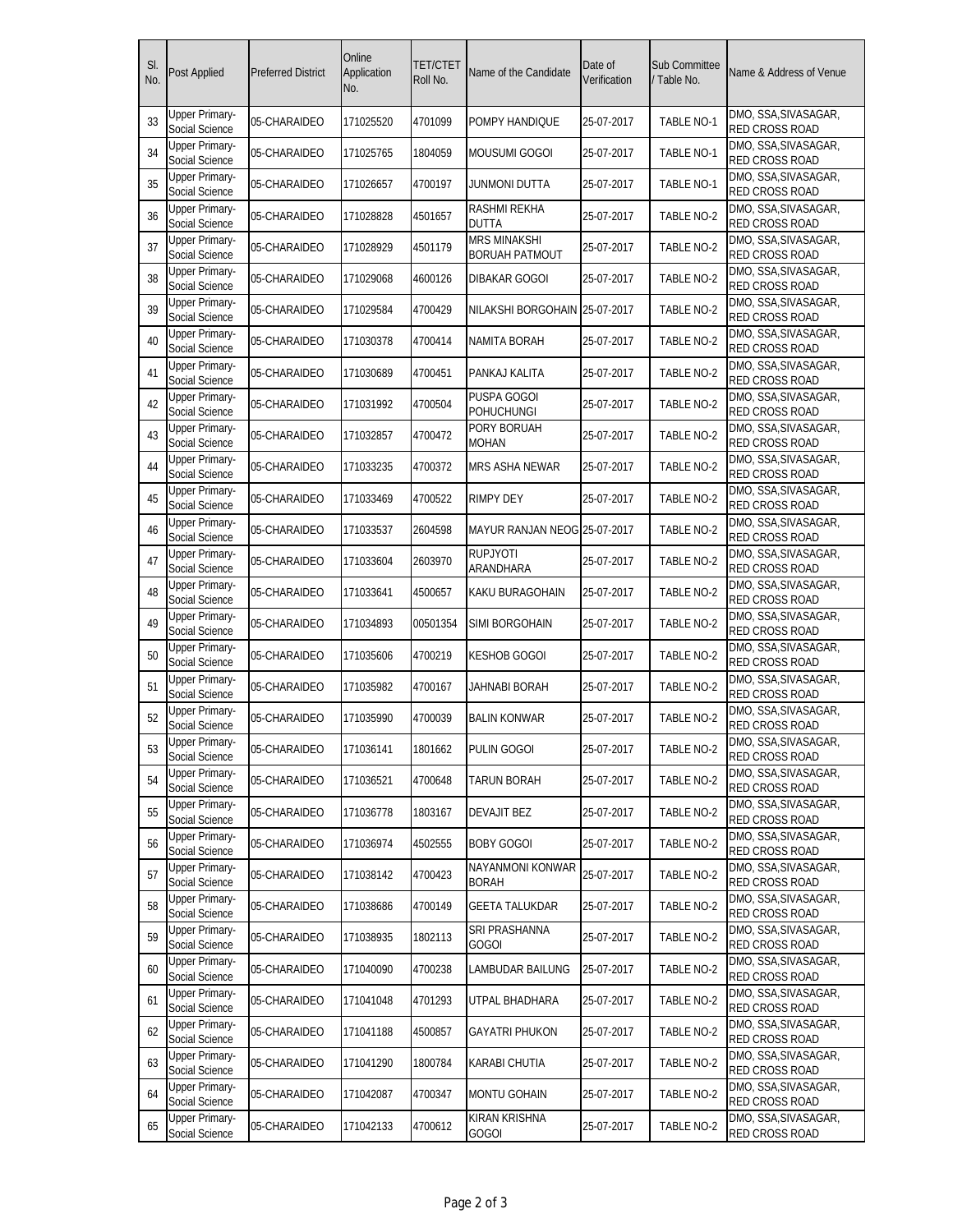| Sl. No. | Post Applied | Preferred District | Online Application No. | TET/CTET Roll No. | Name of the Candidate | Date of Verification | Sub Committee / Table No. | Name & Address of Venue |
|---|---|---|---|---|---|---|---|---|
| 33 | Upper Primary-Social Science | 05-CHARAIDEO | 171025520 | 4701099 | POMPY HANDIQUE | 25-07-2017 | TABLE NO-1 | DMO, SSA,SIVASAGAR, RED CROSS ROAD |
| 34 | Upper Primary-Social Science | 05-CHARAIDEO | 171025765 | 1804059 | MOUSUMI GOGOI | 25-07-2017 | TABLE NO-1 | DMO, SSA,SIVASAGAR, RED CROSS ROAD |
| 35 | Upper Primary-Social Science | 05-CHARAIDEO | 171026657 | 4700197 | JUNMONI DUTTA | 25-07-2017 | TABLE NO-1 | DMO, SSA,SIVASAGAR, RED CROSS ROAD |
| 36 | Upper Primary-Social Science | 05-CHARAIDEO | 171028828 | 4501657 | RASHMI REKHA DUTTA | 25-07-2017 | TABLE NO-2 | DMO, SSA,SIVASAGAR, RED CROSS ROAD |
| 37 | Upper Primary-Social Science | 05-CHARAIDEO | 171028929 | 4501179 | MRS MINAKSHI BORUAH PATMOUT | 25-07-2017 | TABLE NO-2 | DMO, SSA,SIVASAGAR, RED CROSS ROAD |
| 38 | Upper Primary-Social Science | 05-CHARAIDEO | 171029068 | 4600126 | DIBAKAR GOGOI | 25-07-2017 | TABLE NO-2 | DMO, SSA,SIVASAGAR, RED CROSS ROAD |
| 39 | Upper Primary-Social Science | 05-CHARAIDEO | 171029584 | 4700429 | NILAKSHI BORGOHAIN | 25-07-2017 | TABLE NO-2 | DMO, SSA,SIVASAGAR, RED CROSS ROAD |
| 40 | Upper Primary-Social Science | 05-CHARAIDEO | 171030378 | 4700414 | NAMITA BORAH | 25-07-2017 | TABLE NO-2 | DMO, SSA,SIVASAGAR, RED CROSS ROAD |
| 41 | Upper Primary-Social Science | 05-CHARAIDEO | 171030689 | 4700451 | PANKAJ KALITA | 25-07-2017 | TABLE NO-2 | DMO, SSA,SIVASAGAR, RED CROSS ROAD |
| 42 | Upper Primary-Social Science | 05-CHARAIDEO | 171031992 | 4700504 | PUSPA GOGOI POHUCHUNGI | 25-07-2017 | TABLE NO-2 | DMO, SSA,SIVASAGAR, RED CROSS ROAD |
| 43 | Upper Primary-Social Science | 05-CHARAIDEO | 171032857 | 4700472 | PORY BORUAH MOHAN | 25-07-2017 | TABLE NO-2 | DMO, SSA,SIVASAGAR, RED CROSS ROAD |
| 44 | Upper Primary-Social Science | 05-CHARAIDEO | 171033235 | 4700372 | MRS ASHA NEWAR | 25-07-2017 | TABLE NO-2 | DMO, SSA,SIVASAGAR, RED CROSS ROAD |
| 45 | Upper Primary-Social Science | 05-CHARAIDEO | 171033469 | 4700522 | RIMPY DEY | 25-07-2017 | TABLE NO-2 | DMO, SSA,SIVASAGAR, RED CROSS ROAD |
| 46 | Upper Primary-Social Science | 05-CHARAIDEO | 171033537 | 2604598 | MAYUR RANJAN NEOG | 25-07-2017 | TABLE NO-2 | DMO, SSA,SIVASAGAR, RED CROSS ROAD |
| 47 | Upper Primary-Social Science | 05-CHARAIDEO | 171033604 | 2603970 | RUPJYOTI ARANDHARA | 25-07-2017 | TABLE NO-2 | DMO, SSA,SIVASAGAR, RED CROSS ROAD |
| 48 | Upper Primary-Social Science | 05-CHARAIDEO | 171033641 | 4500657 | KAKU BURAGOHAIN | 25-07-2017 | TABLE NO-2 | DMO, SSA,SIVASAGAR, RED CROSS ROAD |
| 49 | Upper Primary-Social Science | 05-CHARAIDEO | 171034893 | 00501354 | SIMI BORGOHAIN | 25-07-2017 | TABLE NO-2 | DMO, SSA,SIVASAGAR, RED CROSS ROAD |
| 50 | Upper Primary-Social Science | 05-CHARAIDEO | 171035606 | 4700219 | KESHOB GOGOI | 25-07-2017 | TABLE NO-2 | DMO, SSA,SIVASAGAR, RED CROSS ROAD |
| 51 | Upper Primary-Social Science | 05-CHARAIDEO | 171035982 | 4700167 | JAHNABI BORAH | 25-07-2017 | TABLE NO-2 | DMO, SSA,SIVASAGAR, RED CROSS ROAD |
| 52 | Upper Primary-Social Science | 05-CHARAIDEO | 171035990 | 4700039 | BALIN KONWAR | 25-07-2017 | TABLE NO-2 | DMO, SSA,SIVASAGAR, RED CROSS ROAD |
| 53 | Upper Primary-Social Science | 05-CHARAIDEO | 171036141 | 1801662 | PULIN GOGOI | 25-07-2017 | TABLE NO-2 | DMO, SSA,SIVASAGAR, RED CROSS ROAD |
| 54 | Upper Primary-Social Science | 05-CHARAIDEO | 171036521 | 4700648 | TARUN BORAH | 25-07-2017 | TABLE NO-2 | DMO, SSA,SIVASAGAR, RED CROSS ROAD |
| 55 | Upper Primary-Social Science | 05-CHARAIDEO | 171036778 | 1803167 | DEVAJIT BEZ | 25-07-2017 | TABLE NO-2 | DMO, SSA,SIVASAGAR, RED CROSS ROAD |
| 56 | Upper Primary-Social Science | 05-CHARAIDEO | 171036974 | 4502555 | BOBY GOGOI | 25-07-2017 | TABLE NO-2 | DMO, SSA,SIVASAGAR, RED CROSS ROAD |
| 57 | Upper Primary-Social Science | 05-CHARAIDEO | 171038142 | 4700423 | NAYANMONI KONWAR BORAH | 25-07-2017 | TABLE NO-2 | DMO, SSA,SIVASAGAR, RED CROSS ROAD |
| 58 | Upper Primary-Social Science | 05-CHARAIDEO | 171038686 | 4700149 | GEETA TALUKDAR | 25-07-2017 | TABLE NO-2 | DMO, SSA,SIVASAGAR, RED CROSS ROAD |
| 59 | Upper Primary-Social Science | 05-CHARAIDEO | 171038935 | 1802113 | SRI PRASHANNA GOGOI | 25-07-2017 | TABLE NO-2 | DMO, SSA,SIVASAGAR, RED CROSS ROAD |
| 60 | Upper Primary-Social Science | 05-CHARAIDEO | 171040090 | 4700238 | LAMBUDAR BAILUNG | 25-07-2017 | TABLE NO-2 | DMO, SSA,SIVASAGAR, RED CROSS ROAD |
| 61 | Upper Primary-Social Science | 05-CHARAIDEO | 171041048 | 4701293 | UTPAL BHADHARA | 25-07-2017 | TABLE NO-2 | DMO, SSA,SIVASAGAR, RED CROSS ROAD |
| 62 | Upper Primary-Social Science | 05-CHARAIDEO | 171041188 | 4500857 | GAYATRI PHUKON | 25-07-2017 | TABLE NO-2 | DMO, SSA,SIVASAGAR, RED CROSS ROAD |
| 63 | Upper Primary-Social Science | 05-CHARAIDEO | 171041290 | 1800784 | KARABI CHUTIA | 25-07-2017 | TABLE NO-2 | DMO, SSA,SIVASAGAR, RED CROSS ROAD |
| 64 | Upper Primary-Social Science | 05-CHARAIDEO | 171042087 | 4700347 | MONTU GOHAIN | 25-07-2017 | TABLE NO-2 | DMO, SSA,SIVASAGAR, RED CROSS ROAD |
| 65 | Upper Primary-Social Science | 05-CHARAIDEO | 171042133 | 4700612 | KIRAN KRISHNA GOGOI | 25-07-2017 | TABLE NO-2 | DMO, SSA,SIVASAGAR, RED CROSS ROAD |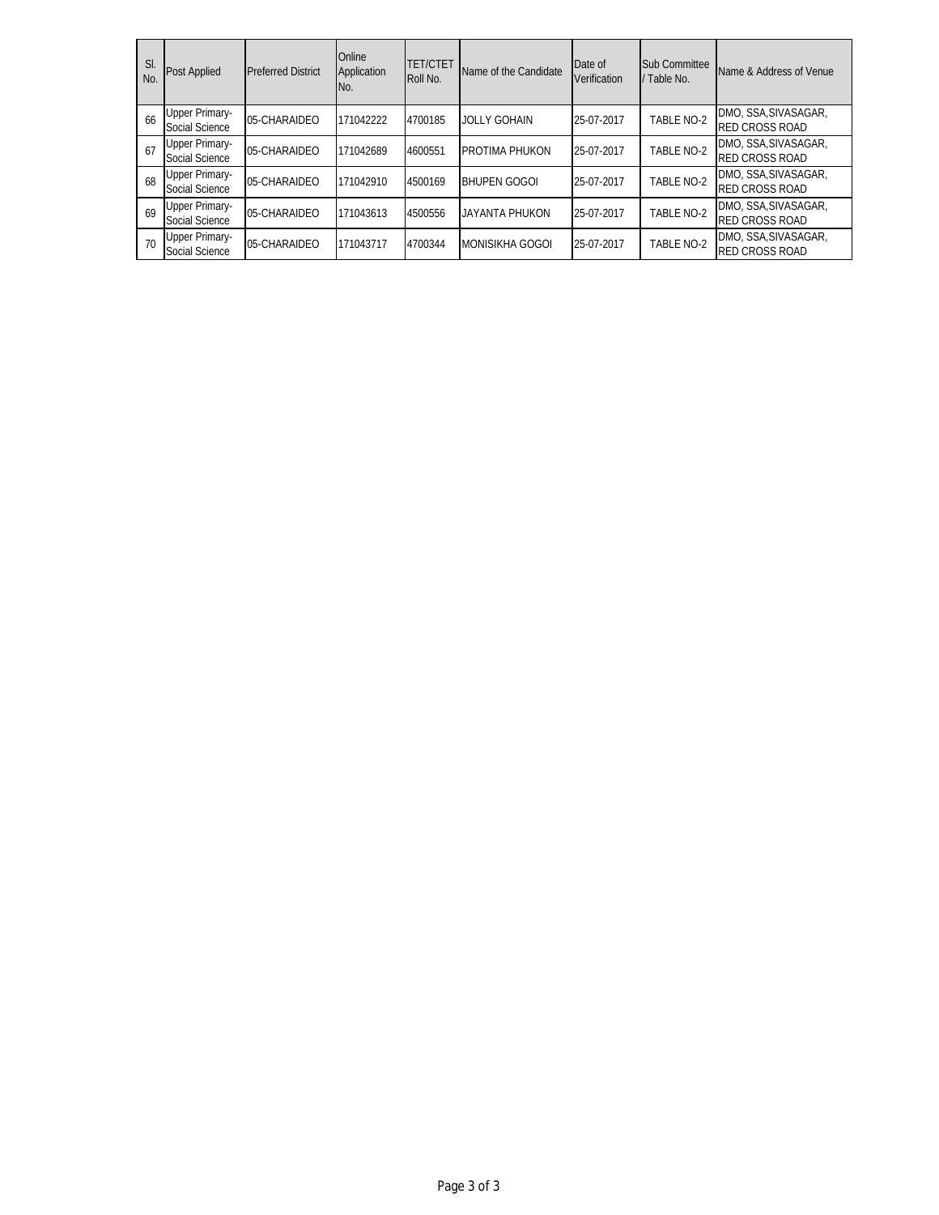| Sl. No. | Post Applied | Preferred District | Online Application No. | TET/CTET Roll No. | Name of the Candidate | Date of Verification | Sub Committee / Table No. | Name & Address of Venue |
|---|---|---|---|---|---|---|---|---|
| 66 | Upper Primary-Social Science | 05-CHARAIDEO | 171042222 | 4700185 | JOLLY GOHAIN | 25-07-2017 | TABLE NO-2 | DMO, SSA,SIVASAGAR, RED CROSS ROAD |
| 67 | Upper Primary-Social Science | 05-CHARAIDEO | 171042689 | 4600551 | PROTIMA PHUKON | 25-07-2017 | TABLE NO-2 | DMO, SSA,SIVASAGAR, RED CROSS ROAD |
| 68 | Upper Primary-Social Science | 05-CHARAIDEO | 171042910 | 4500169 | BHUPEN GOGOI | 25-07-2017 | TABLE NO-2 | DMO, SSA,SIVASAGAR, RED CROSS ROAD |
| 69 | Upper Primary-Social Science | 05-CHARAIDEO | 171043613 | 4500556 | JAYANTA PHUKON | 25-07-2017 | TABLE NO-2 | DMO, SSA,SIVASAGAR, RED CROSS ROAD |
| 70 | Upper Primary-Social Science | 05-CHARAIDEO | 171043717 | 4700344 | MONISIKHA GOGOI | 25-07-2017 | TABLE NO-2 | DMO, SSA,SIVASAGAR, RED CROSS ROAD |